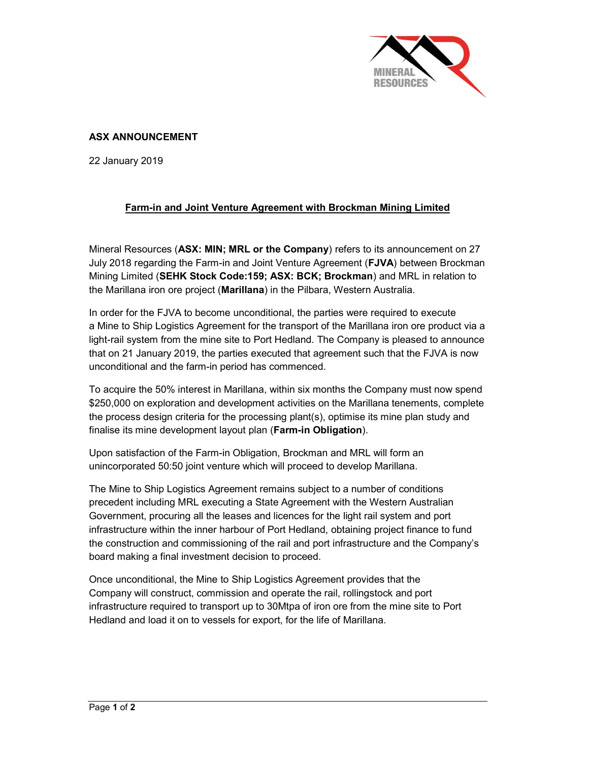**ASX ANNOUNCEMENT**

22 January 2019

## Farm-in and Joint Venture Agreement with Brockman Mining Limited

Mineral Resources (**ASX: MIN; MRL or the Company**) refers to its announcement on 27 July 2018 regarding the Farm-in and Joint Venture Agreement (**FJVA**) between Brockman Mining Limited (**SEHK Stock Code:159; ASX: BCK; Brockman**) and MRL in relation to the Marillana iron ore project (**Marillana**) in the Pilbara, Western Australia.

In order for the FJVA to become unconditional, the parties were required to execute a Mine to Ship Logistics Agreement for the transport of the Marillana iron ore product via a light-rail system from the mine site to Port Hedland. The Company is pleased to announce that on 21 January 2019, the parties executed that agreement such that the FJVA is now unconditional and the farm-in period has commenced.

To acquire the 50% interest in Marillana, within six months the Company must now spend $250,000 on exploration and development activities on the Marillana tenements, complete the process design criteria for the processing plant(s), optimise its mine plan study and finalise its mine development layout plan (**Farm-in Obligation**).

Upon satisfaction of the Farm-in Obligation, Brockman and MRL will form an unincorporated 50:50 joint venture which will proceed to develop Marillana.

The Mine to Ship Logistics Agreement remains subject to a number of conditions precedent including MRL executing a State Agreement with the Western Australian Government, procuring all the leases and licences for the light rail system and port infrastructure within the inner harbour of Port Hedland, obtaining project finance to fund the construction and commissioning of the rail and port infrastructure and the Company's board making a final investment decision to proceed.

Once unconditional, the Mine to Ship Logistics Agreement provides that the Company will construct, commission and operate the rail, rollingstock and port infrastructure required to transport up to 30Mtpa of iron ore from the mine site to Port Hedland and load it on to vessels for export, for the life of Marillana.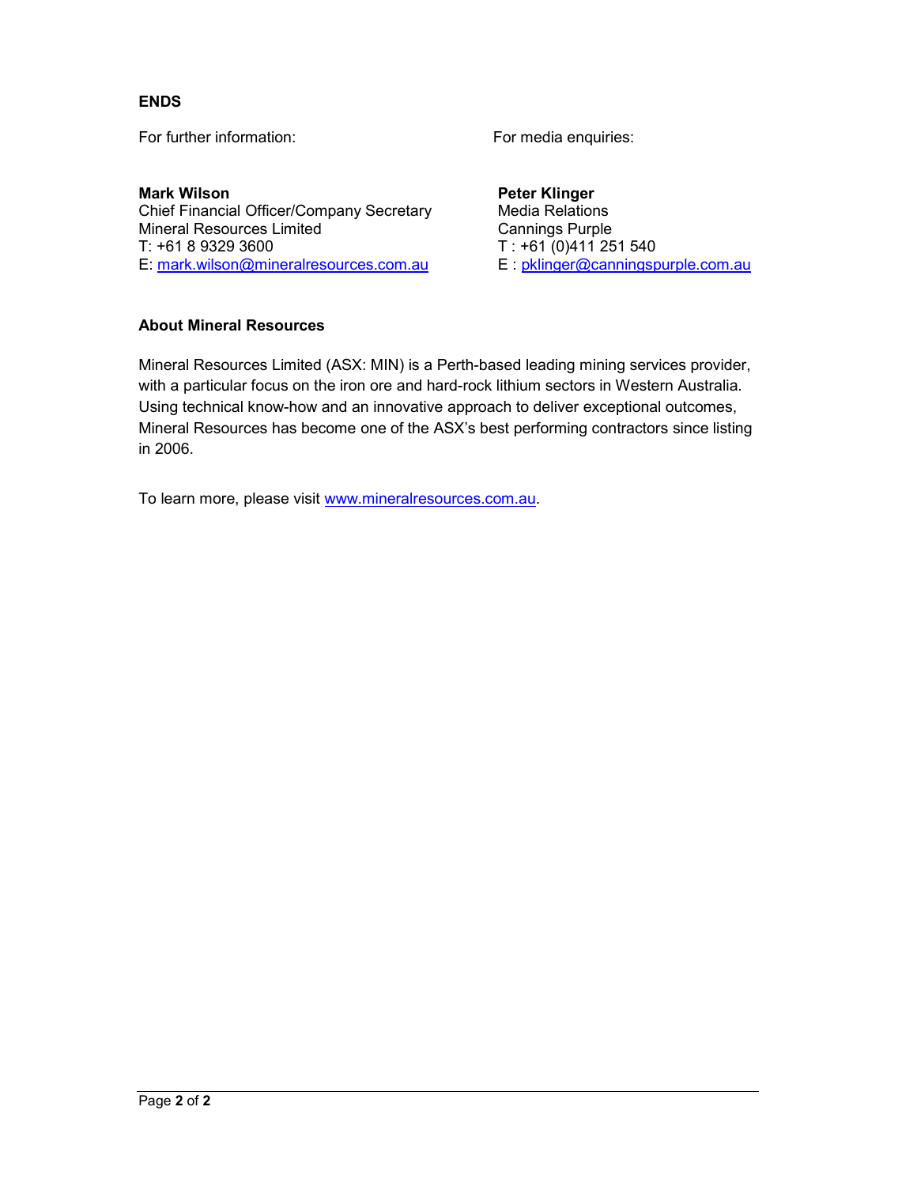**ENDS**

For further information:

**Mark Wilson**
Chief Financial Officer/Company Secretary
Mineral Resources Limited
T: +61 8 9329 3600
E: mark.wilson@mineralresources.com.au

For media enquiries:

**Peter Klinger**
Media Relations
Cannings Purple
T : +61 (0)411 251 540
E : pklinger@canningspurple.com.au

**About Mineral Resources**

Mineral Resources Limited (ASX: MIN) is a Perth-based leading mining services provider, with a particular focus on the iron ore and hard-rock lithium sectors in Western Australia. Using technical know-how and an innovative approach to deliver exceptional outcomes, Mineral Resources has become one of the ASX's best performing contractors since listing in 2006.

To learn more, please visit www.mineralresources.com.au.